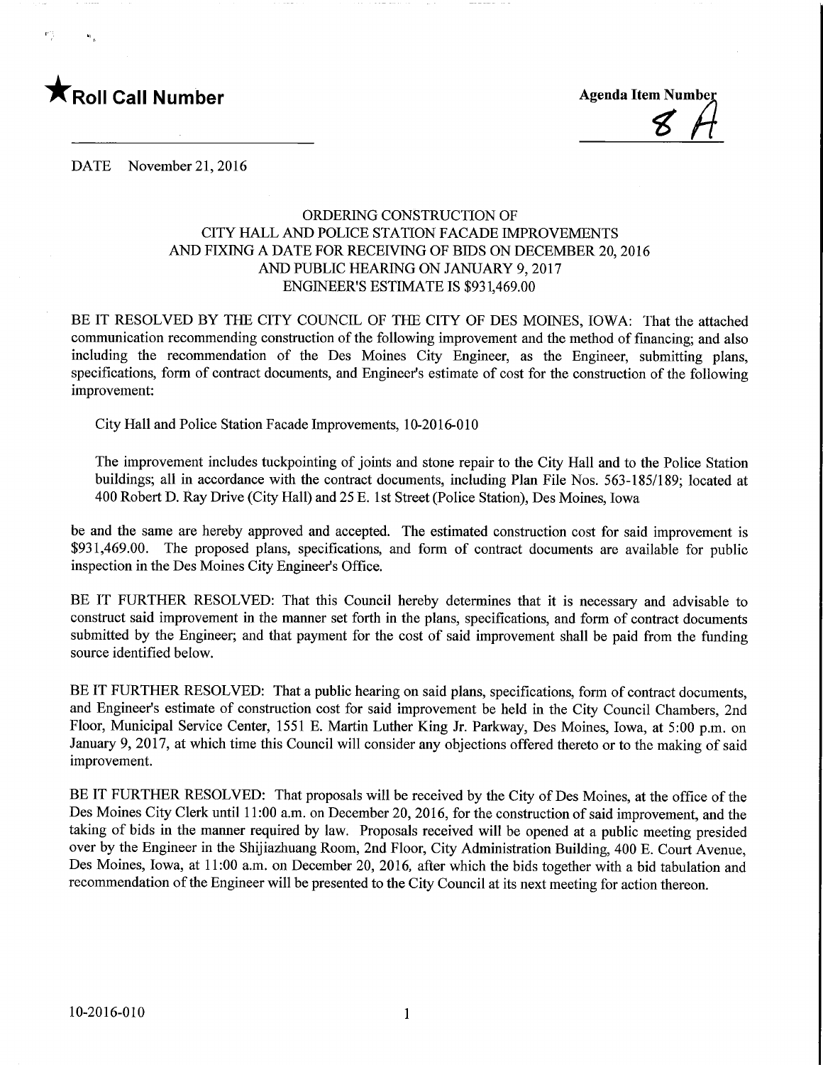★**Roll Call Number**

**Agenda Item Number**
8 A

DATE November 21, 2016

ORDERING CONSTRUCTION OF
CITY HALL AND POLICE STATION FACADE IMPROVEMENTS
AND FIXING A DATE FOR RECEIVING OF BIDS ON DECEMBER 20, 2016
AND PUBLIC HEARING ON JANUARY 9, 2017
ENGINEER'S ESTIMATE IS $931,469.00

BE IT RESOLVED BY THE CITY COUNCIL OF THE CITY OF DES MOINES, IOWA: That the attached communication recommending construction of the following improvement and the method of financing; and also including the recommendation of the Des Moines City Engineer, as the Engineer, submitting plans, specifications, form of contract documents, and Engineer's estimate of cost for the construction of the following improvement:

City Hall and Police Station Facade Improvements, 10-2016-010

The improvement includes tuckpointing of joints and stone repair to the City Hall and to the Police Station buildings; all in accordance with the contract documents, including Plan File Nos. 563-185/189; located at 400 Robert D. Ray Drive (City Hall) and 25 E. 1st Street (Police Station), Des Moines, Iowa

be and the same are hereby approved and accepted. The estimated construction cost for said improvement is $931,469.00. The proposed plans, specifications, and form of contract documents are available for public inspection in the Des Moines City Engineer's Office.

BE IT FURTHER RESOLVED: That this Council hereby determines that it is necessary and advisable to construct said improvement in the manner set forth in the plans, specifications, and form of contract documents submitted by the Engineer; and that payment for the cost of said improvement shall be paid from the funding source identified below.

BE IT FURTHER RESOLVED: That a public hearing on said plans, specifications, form of contract documents, and Engineer's estimate of construction cost for said improvement be held in the City Council Chambers, 2nd Floor, Municipal Service Center, 1551 E. Martin Luther King Jr. Parkway, Des Moines, Iowa, at 5:00 p.m. on January 9, 2017, at which time this Council will consider any objections offered thereto or to the making of said improvement.

BE IT FURTHER RESOLVED: That proposals will be received by the City of Des Moines, at the office of the Des Moines City Clerk until 11:00 a.m. on December 20, 2016, for the construction of said improvement, and the taking of bids in the manner required by law. Proposals received will be opened at a public meeting presided over by the Engineer in the Shijiazhuang Room, 2nd Floor, City Administration Building, 400 E. Court Avenue, Des Moines, Iowa, at 11:00 a.m. on December 20, 2016, after which the bids together with a bid tabulation and recommendation of the Engineer will be presented to the City Council at its next meeting for action thereon.

10-2016-010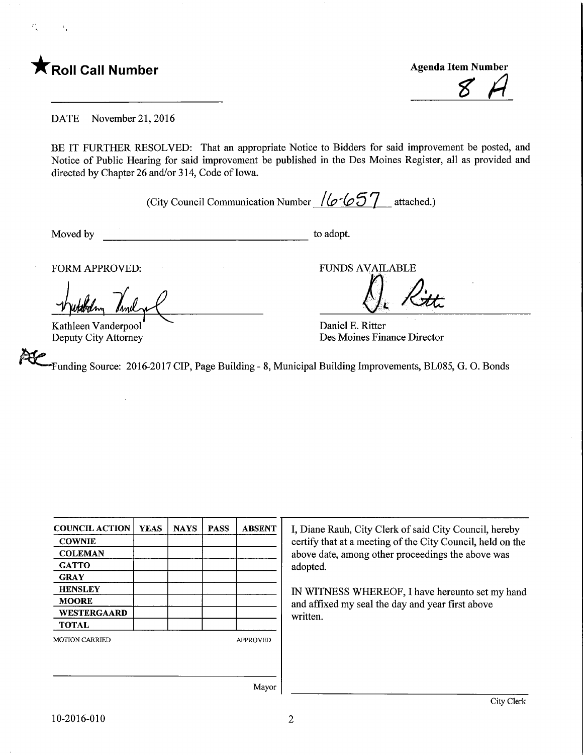★ **Roll Call Number**

**Agenda Item Number**

8 A

DATE November 21, 2016

BE IT FURTHER RESOLVED: That an appropriate Notice to Bidders for said improvement be posted, and Notice of Public Hearing for said improvement be published in the Des Moines Register, all as provided and directed by Chapter 26 and/or 314, Code of Iowa.

(City Council Communication Number 16-657 attached.)

Moved by ______________________________ to adopt.

FORM APPROVED:

Kathleen Vanderpool
Deputy City Attorney

FUNDS AVAILABLE

Daniel E. Ritter
Des Moines Finance Director

Funding Source: 2016-2017 CIP, Page Building - 8, Municipal Building Improvements, BL085, G. O. Bonds

| COUNCIL ACTION | YEAS | NAYS | PASS | ABSENT |
|---|---|---|---|---|
| COWNIE | | | | |
| COLEMAN | | | | |
| GATTO | | | | |
| GRAY | | | | |
| HENSLEY | | | | |
| MOORE | | | | |
| WESTERGAARD | | | | |
| TOTAL | | | | |

MOTION CARRIED APPROVED

______________________ Mayor

I, Diane Rauh, City Clerk of said City Council, hereby certify that at a meeting of the City Council, held on the above date, among other proceedings the above was adopted.

IN WITNESS WHEREOF, I have hereunto set my hand and affixed my seal the day and year first above written.

______________________ City Clerk

10-2016-010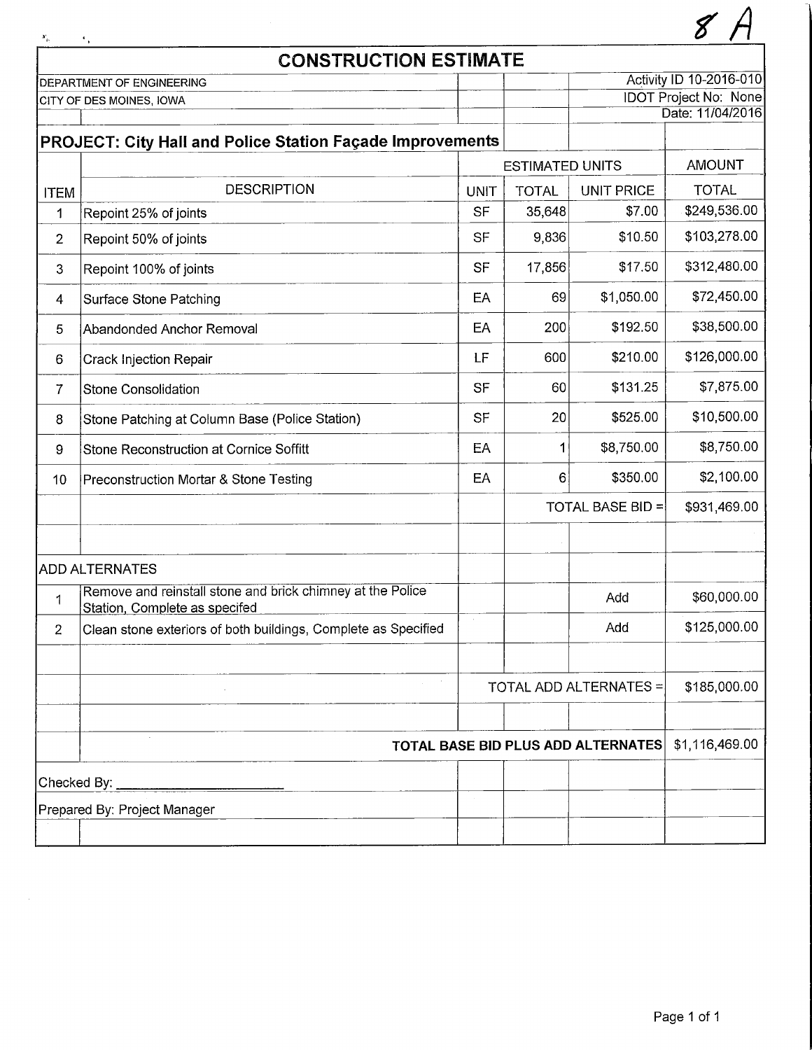8 A

# CONSTRUCTION ESTIMATE

DEPARTMENT OF ENGINEERING
CITY OF DES MOINES, IOWA

Activity ID 10-2016-010
IDOT Project No: None
Date: 11/04/2016

## PROJECT: City Hall and Police Station Façade Improvements

| ITEM | DESCRIPTION | UNIT | TOTAL | UNIT PRICE | TOTAL |
|---|---|---|---|---|---|
| | | ESTIMATED UNITS | | | AMOUNT |
| 1 | Repoint 25% of joints | SF | 35,648 | $7.00 | $249,536.00 |
| 2 | Repoint 50% of joints | SF | 9,836 | $10.50 | $103,278.00 |
| 3 | Repoint 100% of joints | SF | 17,856 | $17.50 | $312,480.00 |
| 4 | Surface Stone Patching | EA | 69 | $1,050.00 | $72,450.00 |
| 5 | Abandonded Anchor Removal | EA | 200 | $192.50 | $38,500.00 |
| 6 | Crack Injection Repair | LF | 600 | $210.00 | $126,000.00 |
| 7 | Stone Consolidation | SF | 60 | $131.25 | $7,875.00 |
| 8 | Stone Patching at Column Base (Police Station) | SF | 20 | $525.00 | $10,500.00 |
| 9 | Stone Reconstruction at Cornice Soffitt | EA | 1 | $8,750.00 | $8,750.00 |
| 10 | Preconstruction Mortar & Stone Testing | EA | 6 | $350.00 | $2,100.00 |
| | | | | TOTAL BASE BID = | $931,469.00 |
| | | | | | |
| ADD ALTERNATES | | | | | |
| 1 | Remove and reinstall stone and brick chimney at the Police Station, Complete as specifed | | | Add | $60,000.00 |
| 2 | Clean stone exteriors of both buildings, Complete as Specified | | | Add | $125,000.00 |
| | | | | | |
| | | | | TOTAL ADD ALTERNATES = | $185,000.00 |
| | | | | | |
| | | | | **TOTAL BASE BID PLUS ADD ALTERNATES** | $1,116,469.00 |

Checked By: ______________________

Prepared By: Project Manager